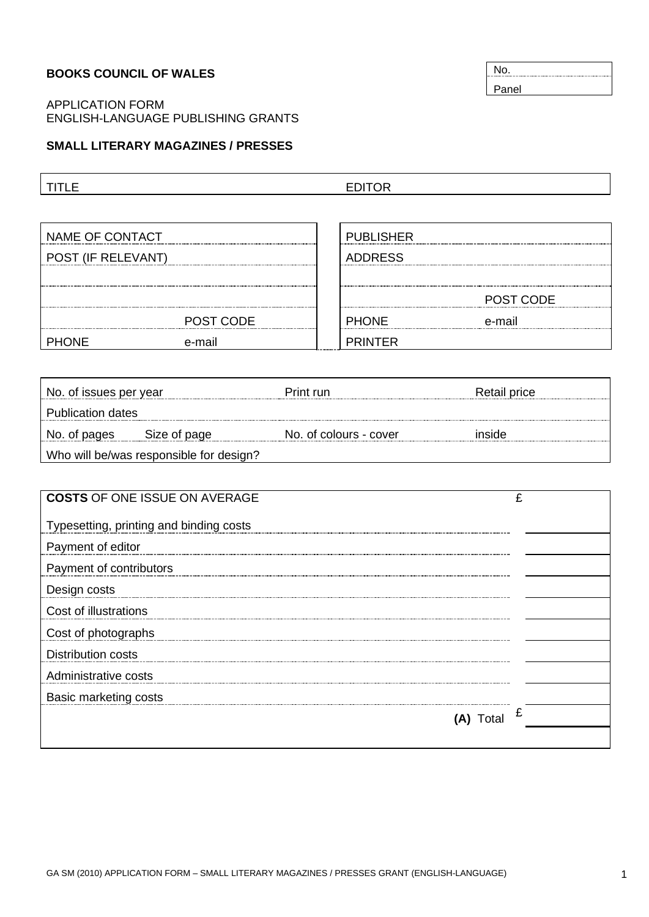**BOOKS COUNCIL OF WALES**

| No. |
| --- |
| Panel |

APPLICATION FORM
ENGLISH-LANGUAGE PUBLISHING GRANTS

**SMALL LITERARY MAGAZINES / PRESSES**

| TITLE | EDITOR |
| --- | --- |

| NAME OF CONTACT | |
| --- | --- |
| POST (IF RELEVANT) | |
| | |
| | |
| | POST CODE |
| PHONE | e-mail |

| PUBLISHER | |
| --- | --- |
| ADDRESS | |
| | |
| | POST CODE |
| PHONE | e-mail |
| PRINTER | |

| No. of issues per year | | Print run | Retail price |
| --- | --- | --- | --- |
| Publication dates | | | |
| No. of pages | Size of page | No. of colours - cover | inside |
| Who will be/was responsible for design? | | | |

| **COSTS** OF ONE ISSUE ON AVERAGE | £ |
| --- | --- |
| Typesetting, printing and binding costs | |
| Payment of editor | |
| Payment of contributors | |
| Design costs | |
| Cost of illustrations | |
| Cost of photographs | |
| Distribution costs | |
| Administrative costs | |
| Basic marketing costs | |
| **(A)** Total | £ |

GA SM (2010) APPLICATION FORM – SMALL LITERARY MAGAZINES / PRESSES GRANT (ENGLISH-LANGUAGE)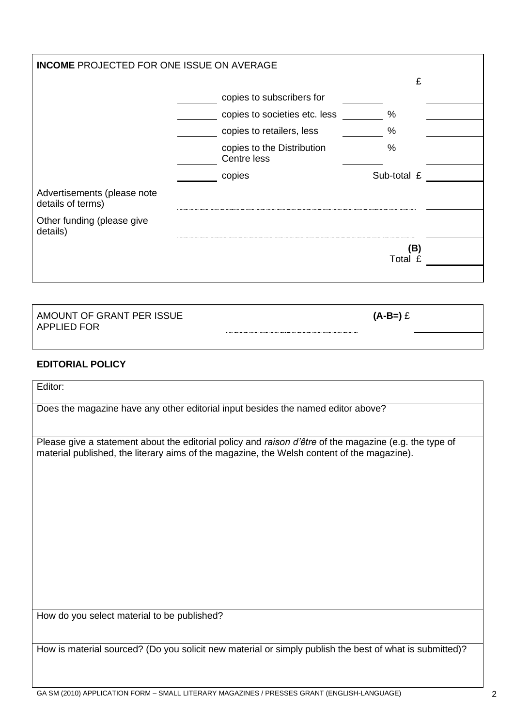## INCOME PROJECTED FOR ONE ISSUE ON AVERAGE

| | | | | £ |
|---|---|---|---|---|
| | _______ | copies to subscribers for | _______ | _______ |
| | _______ | copies to societies etc. less | _______ % | _______ |
| | _______ | copies to retailers, less | _______ % | _______ |
| | _______ | copies to the Distribution Centre less | _______ % | _______ |
| | _______ | copies | Sub-total £ | _______ |
| Advertisements (please note details of terms) | | | | _______ |
| Other funding (please give details) | | | | _______ |
| | | | **(B)** Total £ | _______ |

| AMOUNT OF GRANT PER ISSUE APPLIED FOR | **(A-B=)** £ _______ |
|---|---|

**EDITORIAL POLICY**

Editor:

Does the magazine have any other editorial input besides the named editor above?

Please give a statement about the editorial policy and *raison d'être* of the magazine (e.g. the type of material published, the literary aims of the magazine, the Welsh content of the magazine).

How do you select material to be published?

How is material sourced? (Do you solicit new material or simply publish the best of what is submitted)?

GA SM (2010) APPLICATION FORM – SMALL LITERARY MAGAZINES / PRESSES GRANT (ENGLISH-LANGUAGE)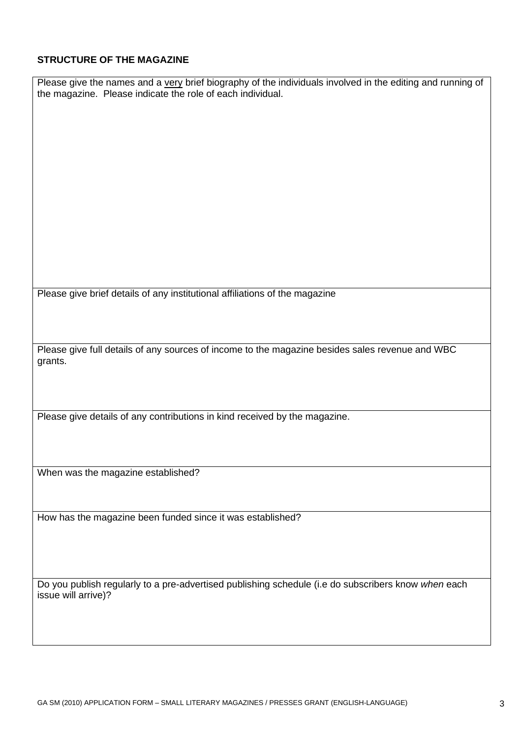**STRUCTURE OF THE MAGAZINE**

| Please give the names and a <u>very</u> brief biography of the individuals involved in the editing and running of the magazine. Please indicate the role of each individual. |
|---|
| Please give brief details of any institutional affiliations of the magazine |
| Please give full details of any sources of income to the magazine besides sales revenue and WBC grants. |
| Please give details of any contributions in kind received by the magazine. |
| When was the magazine established? |
| How has the magazine been funded since it was established? |
| Do you publish regularly to a pre-advertised publishing schedule (i.e do subscribers know *when* each issue will arrive)? |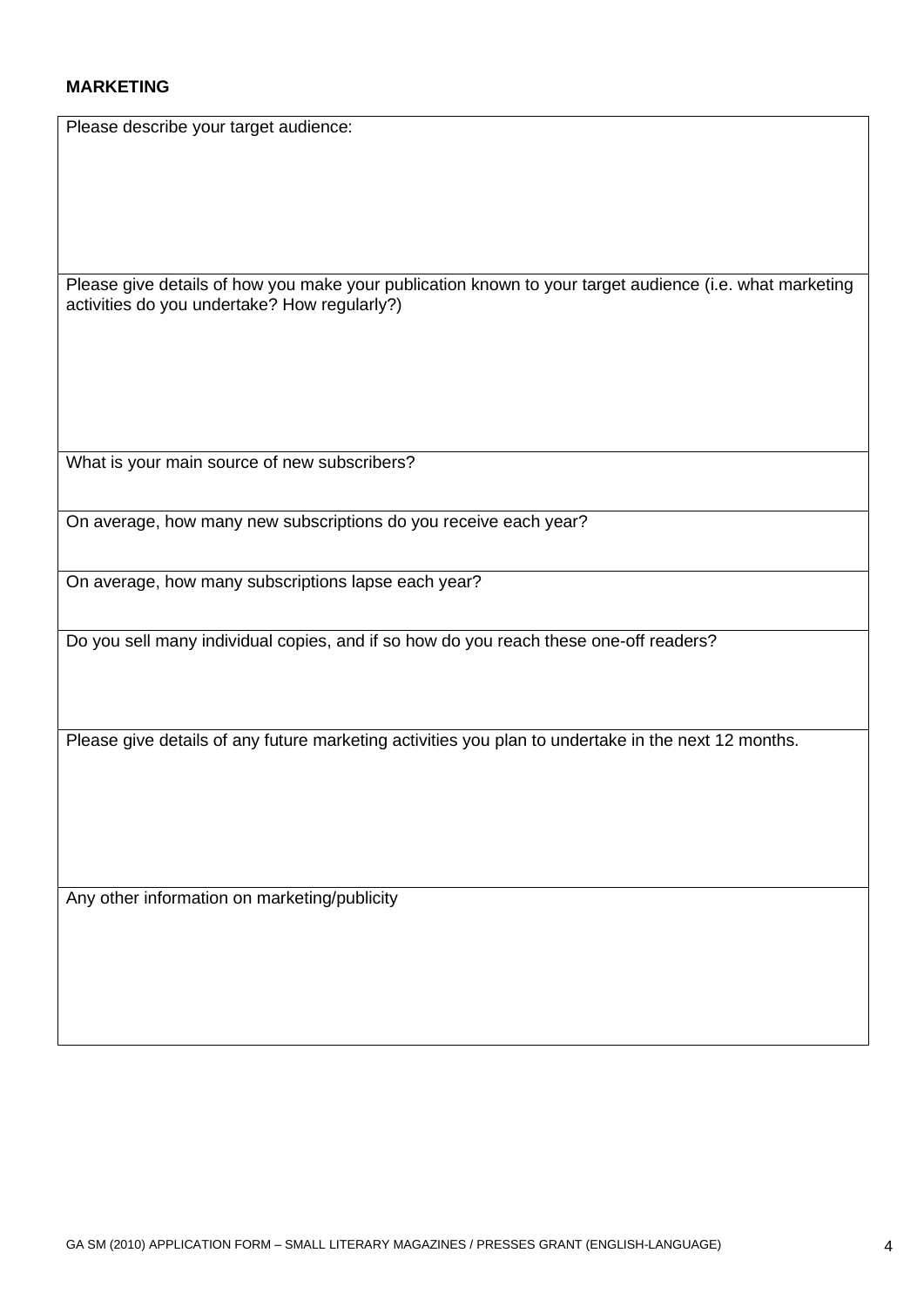**MARKETING**

| Please describe your target audience: |
|---|
| Please give details of how you make your publication known to your target audience (i.e. what marketing activities do you undertake? How regularly?) |
| What is your main source of new subscribers? |
| On average, how many new subscriptions do you receive each year? |
| On average, how many subscriptions lapse each year? |
| Do you sell many individual copies, and if so how do you reach these one-off readers? |
| Please give details of any future marketing activities you plan to undertake in the next 12 months. |
| Any other information on marketing/publicity |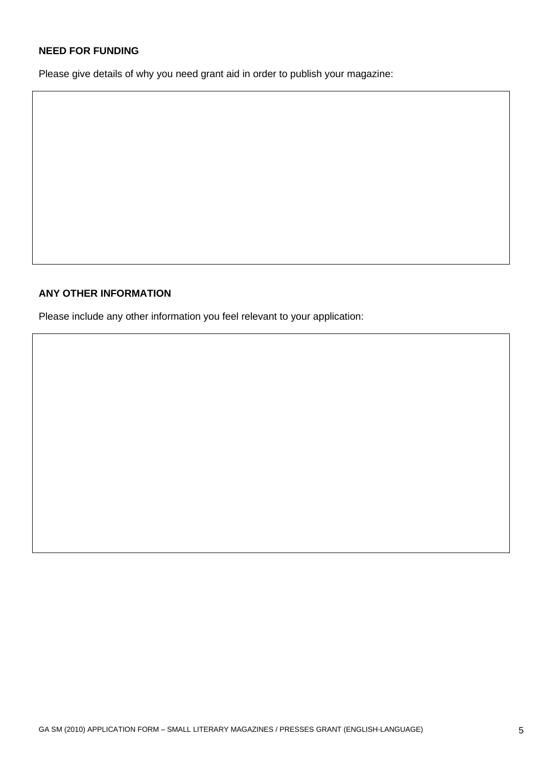**NEED FOR FUNDING**

Please give details of why you need grant aid in order to publish your magazine:

| |
|---|
| |

**ANY OTHER INFORMATION**

Please include any other information you feel relevant to your application:

| |
|---|
| |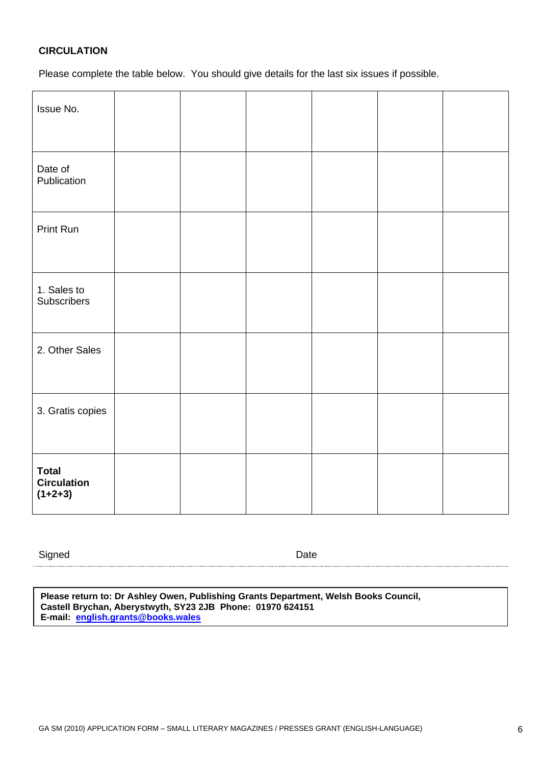**CIRCULATION**

Please complete the table below. You should give details for the last six issues if possible.

| | | | | | | |
|---|---|---|---|---|---|---|
| Issue No. | | | | | | |
| Date of Publication | | | | | | |
| Print Run | | | | | | |
| 1. Sales to Subscribers | | | | | | |
| 2. Other Sales | | | | | | |
| 3. Gratis copies | | | | | | |
| **Total Circulation (1+2+3)** | | | | | | |

Signed ........................................................................ Date ........................................................................

**Please return to: Dr Ashley Owen, Publishing Grants Department, Welsh Books Council, Castell Brychan, Aberystwyth, SY23 2JB Phone: 01970 624151**
**E-mail: english.grants@books.wales**